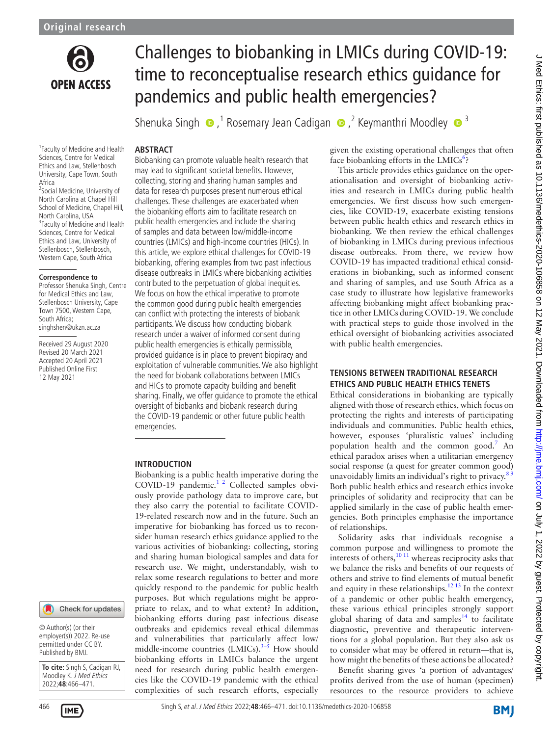Original research

# Challenges to biobanking in LMICs during COVID-19: time to reconceptualise research ethics guidance for pandemics and public health emergencies?

Shenuka Singh [1], Rosemary Jean Cadigan [2], Keymanthri Moodley [3]

[1] Faculty of Medicine and Health Sciences, Centre for Medical Ethics and Law, Stellenbosch University, Cape Town, South Africa
[2] Social Medicine, University of North Carolina at Chapel Hill School of Medicine, Chapel Hill, North Carolina, USA
[3] Faculty of Medicine and Health Sciences, Centre for Medical Ethics and Law, University of Stellenbosch, Stellenbosch, Western Cape, South Africa

**Correspondence to**
Professor Shenuka Singh, Centre for Medical Ethics and Law, Stellenbosch University, Cape Town 7500, Western Cape, South Africa; singhshen@ukzn.ac.za

Received 29 August 2020
Revised 20 March 2021
Accepted 20 April 2021
Published Online First 12 May 2021

© Author(s) (or their employer(s)) 2022. Re-use permitted under CC BY. Published by BMJ.

**To cite:** Singh S, Cadigan RJ, Moodley K. *J Med Ethics* 2022;**48**:466–471.

## ABSTRACT

Biobanking can promote valuable health research that may lead to significant societal benefits. However, collecting, storing and sharing human samples and data for research purposes present numerous ethical challenges. These challenges are exacerbated when the biobanking efforts aim to facilitate research on public health emergencies and include the sharing of samples and data between low/middle-income countries (LMICs) and high-income countries (HICs). In this article, we explore ethical challenges for COVID-19 biobanking, offering examples from two past infectious disease outbreaks in LMICs where biobanking activities contributed to the perpetuation of global inequities. We focus on how the ethical imperative to promote the common good during public health emergencies can conflict with protecting the interests of biobank participants. We discuss how conducting biobank research under a waiver of informed consent during public health emergencies is ethically permissible, provided guidance is in place to prevent biopiracy and exploitation of vulnerable communities. We also highlight the need for biobank collaborations between LMICs and HICs to promote capacity building and benefit sharing. Finally, we offer guidance to promote the ethical oversight of biobanks and biobank research during the COVID-19 pandemic or other future public health emergencies.

## INTRODUCTION

Biobanking is a public health imperative during the COVID-19 pandemic.[1,2] Collected samples obviously provide pathology data to improve care, but they also carry the potential to facilitate COVID-19-related research now and in the future. Such an imperative for biobanking has forced us to reconsider human research ethics guidance applied to the various activities of biobanking: collecting, storing and sharing human biological samples and data for research use. We might, understandably, wish to relax some research regulations to better and more quickly respond to the pandemic for public health purposes. But which regulations might be appropriate to relax, and to what extent? In addition, biobanking efforts during past infectious disease outbreaks and epidemics reveal ethical dilemmas and vulnerabilities that particularly affect low/middle-income countries (LMICs).[3–5] How should biobanking efforts in LMICs balance the urgent need for research during public health emergencies like the COVID-19 pandemic with the ethical complexities of such research efforts, especially given the existing operational challenges that often face biobanking efforts in the LMICs[6]?

This article provides ethics guidance on the operationalisation and oversight of biobanking activities and research in LMICs during public health emergencies. We first discuss how such emergencies, like COVID-19, exacerbate existing tensions between public health ethics and research ethics in biobanking. We then review the ethical challenges of biobanking in LMICs during previous infectious disease outbreaks. From there, we review how COVID-19 has impacted traditional ethical considerations in biobanking, such as informed consent and sharing of samples, and use South Africa as a case study to illustrate how legislative frameworks affecting biobanking might affect biobanking practice in other LMICs during COVID-19. We conclude with practical steps to guide those involved in the ethical oversight of biobanking activities associated with public health emergencies.

## TENSIONS BETWEEN TRADITIONAL RESEARCH ETHICS AND PUBLIC HEALTH ETHICS TENETS

Ethical considerations in biobanking are typically aligned with those of research ethics, which focus on protecting the rights and interests of participating individuals and communities. Public health ethics, however, espouses 'pluralistic values' including population health and the common good.[7] An ethical paradox arises when a utilitarian emergency social response (a quest for greater common good) unavoidably limits an individual's right to privacy.[8,9] Both public health ethics and research ethics invoke principles of solidarity and reciprocity that can be applied similarly in the case of public health emergencies. Both principles emphasise the importance of relationships.

Solidarity asks that individuals recognise a common purpose and willingness to promote the interests of others,[10,11] whereas reciprocity asks that we balance the risks and benefits of our requests of others and strive to find elements of mutual benefit and equity in these relationships.[12,13] In the context of a pandemic or other public health emergency, these various ethical principles strongly support global sharing of data and samples[14] to facilitate diagnostic, preventive and therapeutic interventions for a global population. But they also ask us to consider what may be offered in return—that is, how might the benefits of these actions be allocated?

Benefit sharing gives 'a portion of advantages/profits derived from the use of human (specimen) resources to the resource providers to achieve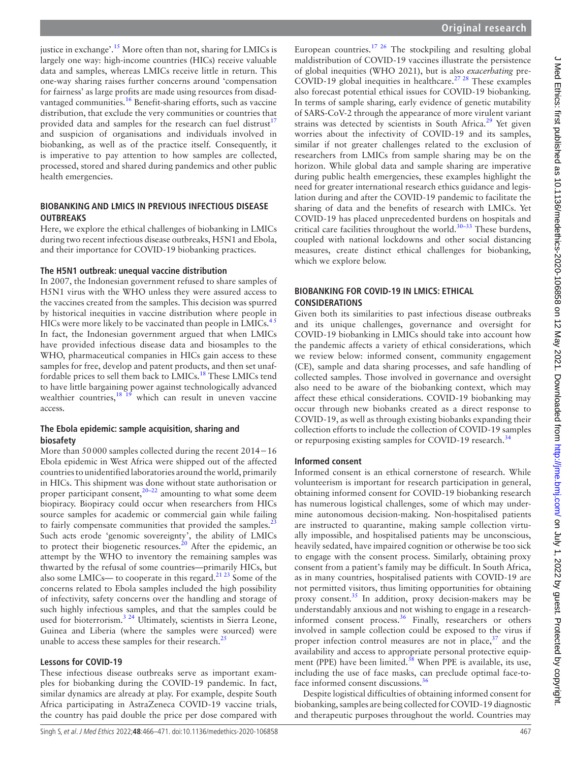justice in exchange'.[15] More often than not, sharing for LMICs is largely one way: high-income countries (HICs) receive valuable data and samples, whereas LMICs receive little in return. This one-way sharing raises further concerns around 'compensation for fairness' as large profits are made using resources from disadvantaged communities.[16] Benefit-sharing efforts, such as vaccine distribution, that exclude the very communities or countries that provided data and samples for the research can fuel distrust[17] and suspicion of organisations and individuals involved in biobanking, as well as of the practice itself. Consequently, it is imperative to pay attention to how samples are collected, processed, stored and shared during pandemics and other public health emergencies.

## BIOBANKING AND LMICS IN PREVIOUS INFECTIOUS DISEASE OUTBREAKS

Here, we explore the ethical challenges of biobanking in LMICs during two recent infectious disease outbreaks, H5N1 and Ebola, and their importance for COVID-19 biobanking practices.

### The H5N1 outbreak: unequal vaccine distribution

In 2007, the Indonesian government refused to share samples of H5N1 virus with the WHO unless they were assured access to the vaccines created from the samples. This decision was spurred by historical inequities in vaccine distribution where people in HICs were more likely to be vaccinated than people in LMICs.[4 5] In fact, the Indonesian government argued that when LMICs have provided infectious disease data and biosamples to the WHO, pharmaceutical companies in HICs gain access to these samples for free, develop and patent products, and then set unaffordable prices to sell them back to LMICs.[18] These LMICs tend to have little bargaining power against technologically advanced wealthier countries,[18 19] which can result in uneven vaccine access.

### The Ebola epidemic: sample acquisition, sharing and biosafety

More than 50 000 samples collected during the recent 2014−16 Ebola epidemic in West Africa were shipped out of the affected countries to unidentified laboratories around the world, primarily in HICs. This shipment was done without state authorisation or proper participant consent,[20–22] amounting to what some deem biopiracy. Biopiracy could occur when researchers from HICs source samples for academic or commercial gain while failing to fairly compensate communities that provided the samples.[23] Such acts erode 'genomic sovereignty', the ability of LMICs to protect their biogenetic resources.[20] After the epidemic, an attempt by the WHO to inventory the remaining samples was thwarted by the refusal of some countries—primarily HICs, but also some LMICs— to cooperate in this regard.[21 23] Some of the concerns related to Ebola samples included the high possibility of infectivity, safety concerns over the handling and storage of such highly infectious samples, and that the samples could be used for bioterrorism.[3 24] Ultimately, scientists in Sierra Leone, Guinea and Liberia (where the samples were sourced) were unable to access these samples for their research.[25]

### Lessons for COVID-19

These infectious disease outbreaks serve as important examples for biobanking during the COVID-19 pandemic. In fact, similar dynamics are already at play. For example, despite South Africa participating in AstraZeneca COVID-19 vaccine trials, the country has paid double the price per dose compared with European countries.[17 26] The stockpiling and resulting global maldistribution of COVID-19 vaccines illustrate the persistence of global inequities (WHO 2021), but is also *exacerbating* pre-COVID-19 global inequities in healthcare.[27 28] These examples also forecast potential ethical issues for COVID-19 biobanking. In terms of sample sharing, early evidence of genetic mutability of SARS-CoV-2 through the appearance of more virulent variant strains was detected by scientists in South Africa.[29] Yet given worries about the infectivity of COVID-19 and its samples, similar if not greater challenges related to the exclusion of researchers from LMICs from sample sharing may be on the horizon. While global data and sample sharing are imperative during public health emergencies, these examples highlight the need for greater international research ethics guidance and legislation during and after the COVID-19 pandemic to facilitate the sharing of data and the benefits of research with LMICs. Yet COVID-19 has placed unprecedented burdens on hospitals and critical care facilities throughout the world.[30–33] These burdens, coupled with national lockdowns and other social distancing measures, create distinct ethical challenges for biobanking, which we explore below.

## BIOBANKING FOR COVID-19 IN LMICS: ETHICAL CONSIDERATIONS

Given both its similarities to past infectious disease outbreaks and its unique challenges, governance and oversight for COVID-19 biobanking in LMICs should take into account how the pandemic affects a variety of ethical considerations, which we review below: informed consent, community engagement (CE), sample and data sharing processes, and safe handling of collected samples. Those involved in governance and oversight also need to be aware of the biobanking context, which may affect these ethical considerations. COVID-19 biobanking may occur through new biobanks created as a direct response to COVID-19, as well as through existing biobanks expanding their collection efforts to include the collection of COVID-19 samples or repurposing existing samples for COVID-19 research.[34]

### Informed consent

Informed consent is an ethical cornerstone of research. While volunteerism is important for research participation in general, obtaining informed consent for COVID-19 biobanking research has numerous logistical challenges, some of which may undermine autonomous decision-making. Non-hospitalised patients are instructed to quarantine, making sample collection virtually impossible, and hospitalised patients may be unconscious, heavily sedated, have impaired cognition or otherwise be too sick to engage with the consent process. Similarly, obtaining proxy consent from a patient's family may be difficult. In South Africa, as in many countries, hospitalised patients with COVID-19 are not permitted visitors, thus limiting opportunities for obtaining proxy consent.[35] In addition, proxy decision-makers may be understandably anxious and not wishing to engage in a research-informed consent process.[36] Finally, researchers or others involved in sample collection could be exposed to the virus if proper infection control measures are not in place,[37] and the availability and access to appropriate personal protective equipment (PPE) have been limited.[38] When PPE is available, its use, including the use of face masks, can preclude optimal face-to-face informed consent discussions.[36]

Despite logistical difficulties of obtaining informed consent for biobanking, samples are being collected for COVID-19 diagnostic and therapeutic purposes throughout the world. Countries may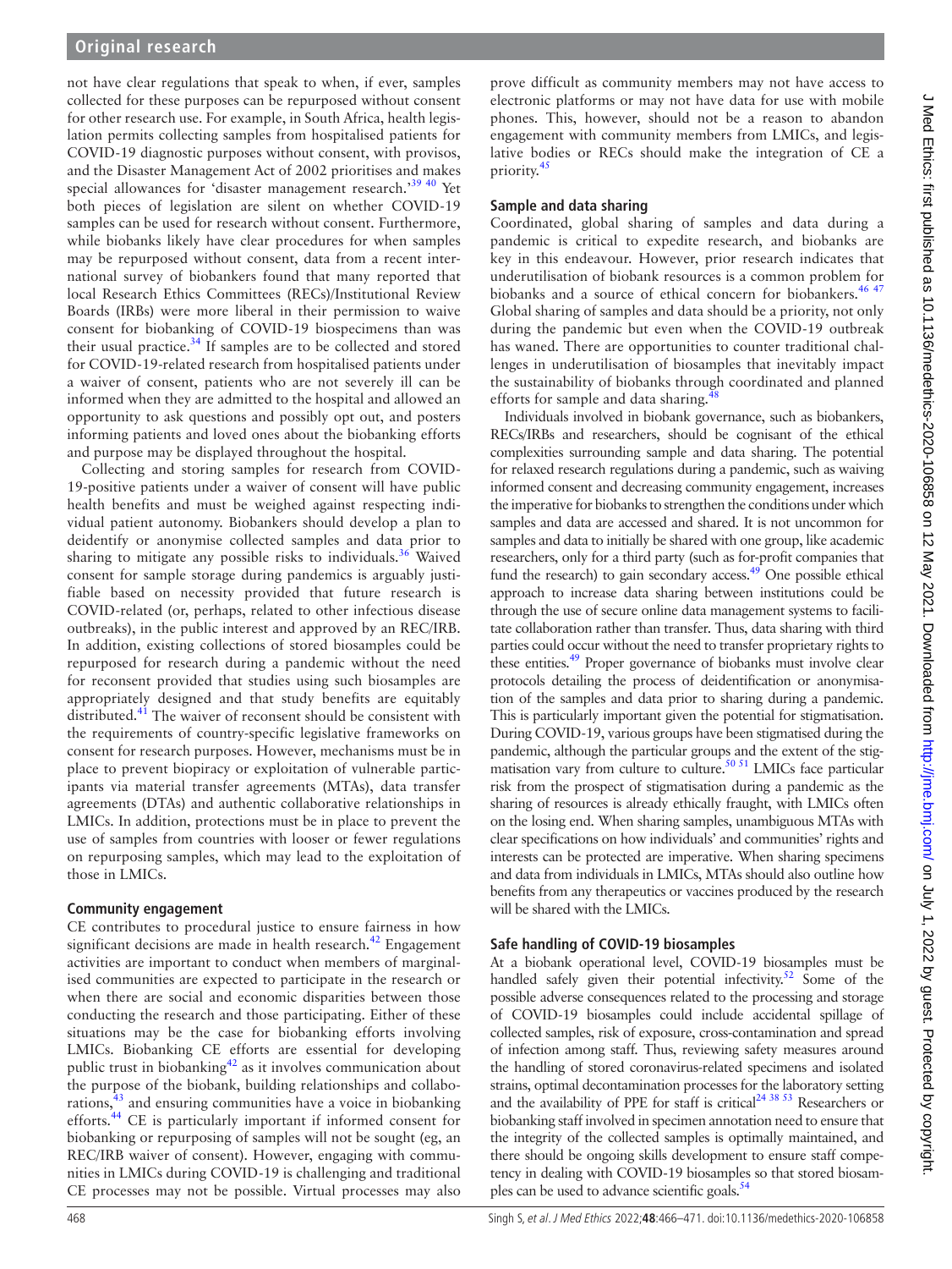not have clear regulations that speak to when, if ever, samples collected for these purposes can be repurposed without consent for other research use. For example, in South Africa, health legislation permits collecting samples from hospitalised patients for COVID-19 diagnostic purposes without consent, with provisos, and the Disaster Management Act of 2002 prioritises and makes special allowances for 'disaster management research.'[39 40] Yet both pieces of legislation are silent on whether COVID-19 samples can be used for research without consent. Furthermore, while biobanks likely have clear procedures for when samples may be repurposed without consent, data from a recent international survey of biobankers found that many reported that local Research Ethics Committees (RECs)/Institutional Review Boards (IRBs) were more liberal in their permission to waive consent for biobanking of COVID-19 biospecimens than was their usual practice.[34] If samples are to be collected and stored for COVID-19-related research from hospitalised patients under a waiver of consent, patients who are not severely ill can be informed when they are admitted to the hospital and allowed an opportunity to ask questions and possibly opt out, and posters informing patients and loved ones about the biobanking efforts and purpose may be displayed throughout the hospital.

Collecting and storing samples for research from COVID-19-positive patients under a waiver of consent will have public health benefits and must be weighed against respecting individual patient autonomy. Biobankers should develop a plan to deidentify or anonymise collected samples and data prior to sharing to mitigate any possible risks to individuals.[36] Waived consent for sample storage during pandemics is arguably justifiable based on necessity provided that future research is COVID-related (or, perhaps, related to other infectious disease outbreaks), in the public interest and approved by an REC/IRB. In addition, existing collections of stored biosamples could be repurposed for research during a pandemic without the need for reconsent provided that studies using such biosamples are appropriately designed and that study benefits are equitably distributed.[41] The waiver of reconsent should be consistent with the requirements of country-specific legislative frameworks on consent for research purposes. However, mechanisms must be in place to prevent biopiracy or exploitation of vulnerable participants via material transfer agreements (MTAs), data transfer agreements (DTAs) and authentic collaborative relationships in LMICs. In addition, protections must be in place to prevent the use of samples from countries with looser or fewer regulations on repurposing samples, which may lead to the exploitation of those in LMICs.

## Community engagement

CE contributes to procedural justice to ensure fairness in how significant decisions are made in health research.[42] Engagement activities are important to conduct when members of marginalised communities are expected to participate in the research or when there are social and economic disparities between those conducting the research and those participating. Either of these situations may be the case for biobanking efforts involving LMICs. Biobanking CE efforts are essential for developing public trust in biobanking[42] as it involves communication about the purpose of the biobank, building relationships and collaborations,[43] and ensuring communities have a voice in biobanking efforts.[44] CE is particularly important if informed consent for biobanking or repurposing of samples will not be sought (eg, an REC/IRB waiver of consent). However, engaging with communities in LMICs during COVID-19 is challenging and traditional CE processes may not be possible. Virtual processes may also prove difficult as community members may not have access to electronic platforms or may not have data for use with mobile phones. This, however, should not be a reason to abandon engagement with community members from LMICs, and legislative bodies or RECs should make the integration of CE a priority.[45]

## Sample and data sharing

Coordinated, global sharing of samples and data during a pandemic is critical to expedite research, and biobanks are key in this endeavour. However, prior research indicates that underutilisation of biobank resources is a common problem for biobanks and a source of ethical concern for biobankers.[46 47] Global sharing of samples and data should be a priority, not only during the pandemic but even when the COVID-19 outbreak has waned. There are opportunities to counter traditional challenges in underutilisation of biosamples that inevitably impact the sustainability of biobanks through coordinated and planned efforts for sample and data sharing.[48]

Individuals involved in biobank governance, such as biobankers, RECs/IRBs and researchers, should be cognisant of the ethical complexities surrounding sample and data sharing. The potential for relaxed research regulations during a pandemic, such as waiving informed consent and decreasing community engagement, increases the imperative for biobanks to strengthen the conditions under which samples and data are accessed and shared. It is not uncommon for samples and data to initially be shared with one group, like academic researchers, only for a third party (such as for-profit companies that fund the research) to gain secondary access.[49] One possible ethical approach to increase data sharing between institutions could be through the use of secure online data management systems to facilitate collaboration rather than transfer. Thus, data sharing with third parties could occur without the need to transfer proprietary rights to these entities.[49] Proper governance of biobanks must involve clear protocols detailing the process of deidentification or anonymisation of the samples and data prior to sharing during a pandemic. This is particularly important given the potential for stigmatisation. During COVID-19, various groups have been stigmatised during the pandemic, although the particular groups and the extent of the stigmatisation vary from culture to culture.[50 51] LMICs face particular risk from the prospect of stigmatisation during a pandemic as the sharing of resources is already ethically fraught, with LMICs often on the losing end. When sharing samples, unambiguous MTAs with clear specifications on how individuals' and communities' rights and interests can be protected are imperative. When sharing specimens and data from individuals in LMICs, MTAs should also outline how benefits from any therapeutics or vaccines produced by the research will be shared with the LMICs.

## Safe handling of COVID-19 biosamples

At a biobank operational level, COVID-19 biosamples must be handled safely given their potential infectivity.[52] Some of the possible adverse consequences related to the processing and storage of COVID-19 biosamples could include accidental spillage of collected samples, risk of exposure, cross-contamination and spread of infection among staff. Thus, reviewing safety measures around the handling of stored coronavirus-related specimens and isolated strains, optimal decontamination processes for the laboratory setting and the availability of PPE for staff is critical[24 38 53] Researchers or biobanking staff involved in specimen annotation need to ensure that the integrity of the collected samples is optimally maintained, and there should be ongoing skills development to ensure staff competency in dealing with COVID-19 biosamples so that stored biosamples can be used to advance scientific goals.[54]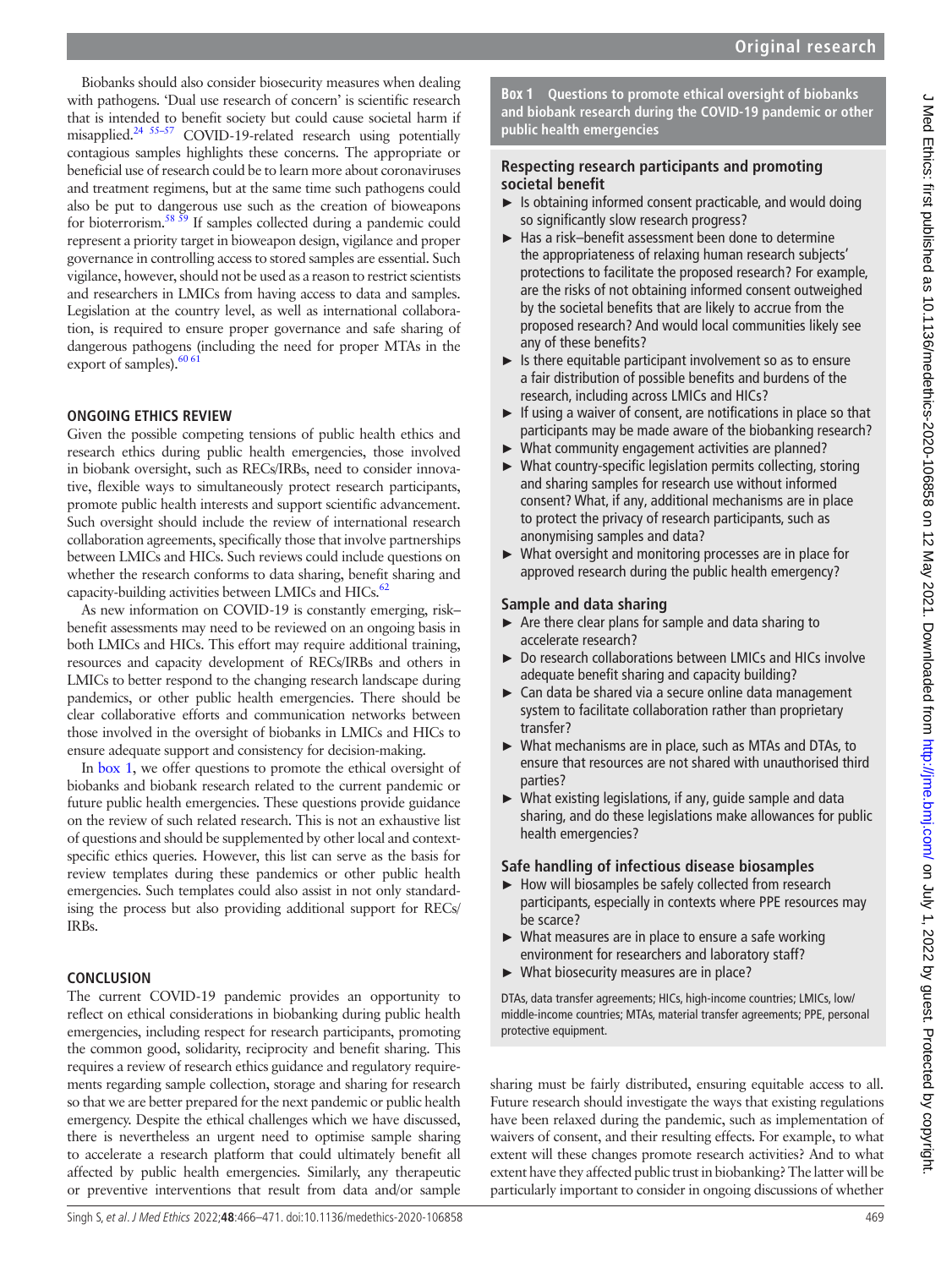Biobanks should also consider biosecurity measures when dealing with pathogens. 'Dual use research of concern' is scientific research that is intended to benefit society but could cause societal harm if misapplied.[24 55–57] COVID-19-related research using potentially contagious samples highlights these concerns. The appropriate or beneficial use of research could be to learn more about coronaviruses and treatment regimens, but at the same time such pathogens could also be put to dangerous use such as the creation of bioweapons for bioterrorism.[58 59] If samples collected during a pandemic could represent a priority target in bioweapon design, vigilance and proper governance in controlling access to stored samples are essential. Such vigilance, however, should not be used as a reason to restrict scientists and researchers in LMICs from having access to data and samples. Legislation at the country level, as well as international collaboration, is required to ensure proper governance and safe sharing of dangerous pathogens (including the need for proper MTAs in the export of samples).[60 61]

## ONGOING ETHICS REVIEW

Given the possible competing tensions of public health ethics and research ethics during public health emergencies, those involved in biobank oversight, such as RECs/IRBs, need to consider innovative, flexible ways to simultaneously protect research participants, promote public health interests and support scientific advancement. Such oversight should include the review of international research collaboration agreements, specifically those that involve partnerships between LMICs and HICs. Such reviews could include questions on whether the research conforms to data sharing, benefit sharing and capacity-building activities between LMICs and HICs.[62]

As new information on COVID-19 is constantly emerging, risk–benefit assessments may need to be reviewed on an ongoing basis in both LMICs and HICs. This effort may require additional training, resources and capacity development of RECs/IRBs and others in LMICs to better respond to the changing research landscape during pandemics, or other public health emergencies. There should be clear collaborative efforts and communication networks between those involved in the oversight of biobanks in LMICs and HICs to ensure adequate support and consistency for decision-making.

In box 1, we offer questions to promote the ethical oversight of biobanks and biobank research related to the current pandemic or future public health emergencies. These questions provide guidance on the review of such related research. This is not an exhaustive list of questions and should be supplemented by other local and context-specific ethics queries. However, this list can serve as the basis for review templates during these pandemics or other public health emergencies. Such templates could also assist in not only standardising the process but also providing additional support for RECs/IRBs.

**Box 1 Questions to promote ethical oversight of biobanks and biobank research during the COVID-19 pandemic or other public health emergencies**

**Respecting research participants and promoting societal benefit**

- Is obtaining informed consent practicable, and would doing so significantly slow research progress?
- Has a risk–benefit assessment been done to determine the appropriateness of relaxing human research subjects' protections to facilitate the proposed research? For example, are the risks of not obtaining informed consent outweighed by the societal benefits that are likely to accrue from the proposed research? And would local communities likely see any of these benefits?
- Is there equitable participant involvement so as to ensure a fair distribution of possible benefits and burdens of the research, including across LMICs and HICs?
- If using a waiver of consent, are notifications in place so that participants may be made aware of the biobanking research?
- What community engagement activities are planned?
- What country-specific legislation permits collecting, storing and sharing samples for research use without informed consent? What, if any, additional mechanisms are in place to protect the privacy of research participants, such as anonymising samples and data?
- What oversight and monitoring processes are in place for approved research during the public health emergency?

**Sample and data sharing**

- Are there clear plans for sample and data sharing to accelerate research?
- Do research collaborations between LMICs and HICs involve adequate benefit sharing and capacity building?
- Can data be shared via a secure online data management system to facilitate collaboration rather than proprietary transfer?
- What mechanisms are in place, such as MTAs and DTAs, to ensure that resources are not shared with unauthorised third parties?
- What existing legislations, if any, guide sample and data sharing, and do these legislations make allowances for public health emergencies?

**Safe handling of infectious disease biosamples**

- How will biosamples be safely collected from research participants, especially in contexts where PPE resources may be scarce?
- What measures are in place to ensure a safe working environment for researchers and laboratory staff?
- What biosecurity measures are in place?

DTAs, data transfer agreements; HICs, high-income countries; LMICs, low/middle-income countries; MTAs, material transfer agreements; PPE, personal protective equipment.

## CONCLUSION

The current COVID-19 pandemic provides an opportunity to reflect on ethical considerations in biobanking during public health emergencies, including respect for research participants, promoting the common good, solidarity, reciprocity and benefit sharing. This requires a review of research ethics guidance and regulatory requirements regarding sample collection, storage and sharing for research so that we are better prepared for the next pandemic or public health emergency. Despite the ethical challenges which we have discussed, there is nevertheless an urgent need to optimise sample sharing to accelerate a research platform that could ultimately benefit all affected by public health emergencies. Similarly, any therapeutic or preventive interventions that result from data and/or sample sharing must be fairly distributed, ensuring equitable access to all. Future research should investigate the ways that existing regulations have been relaxed during the pandemic, such as implementation of waivers of consent, and their resulting effects. For example, to what extent will these changes promote research activities? And to what extent have they affected public trust in biobanking? The latter will be particularly important to consider in ongoing discussions of whether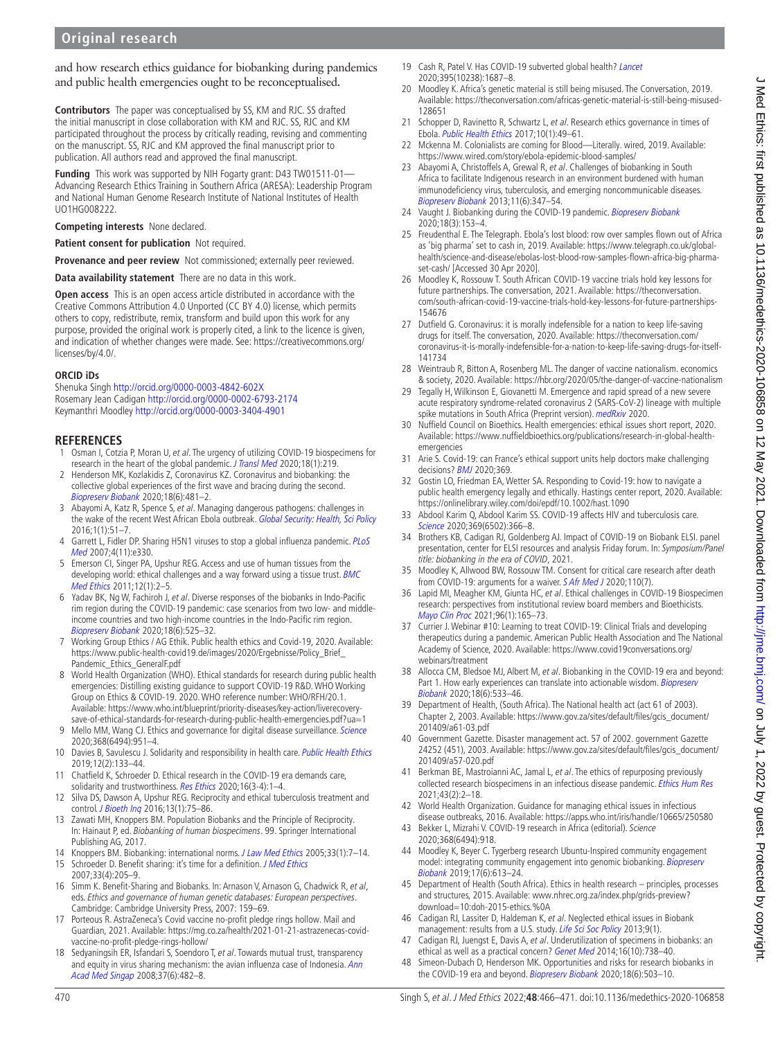and how research ethics guidance for biobanking during pandemics and public health emergencies ought to be reconceptualised.

**Contributors** The paper was conceptualised by SS, KM and RJC. SS drafted the initial manuscript in close collaboration with KM and RJC. SS, RJC and KM participated throughout the process by critically reading, revising and commenting on the manuscript. SS, RJC and KM approved the final manuscript prior to publication. All authors read and approved the final manuscript.

**Funding** This work was supported by NIH Fogarty grant: D43 TW01511-01—Advancing Research Ethics Training in Southern Africa (ARESA): Leadership Program and National Human Genome Research Institute of National Institutes of Health UO1HG008222.

**Competing interests** None declared.

**Patient consent for publication** Not required.

**Provenance and peer review** Not commissioned; externally peer reviewed.

**Data availability statement** There are no data in this work.

**Open access** This is an open access article distributed in accordance with the Creative Commons Attribution 4.0 Unported (CC BY 4.0) license, which permits others to copy, redistribute, remix, transform and build upon this work for any purpose, provided the original work is properly cited, a link to the licence is given, and indication of whether changes were made. See: https://creativecommons.org/licenses/by/4.0/.

**ORCID iDs**

Shenuka Singh http://orcid.org/0000-0003-4842-602X
Rosemary Jean Cadigan http://orcid.org/0000-0002-6793-2174
Keymanthri Moodley http://orcid.org/0000-0003-3404-4901

## REFERENCES

1. Osman I, Cotzia P, Moran U, *et al*. The urgency of utilizing COVID-19 biospecimens for research in the heart of the global pandemic. *J Transl Med* 2020;18(1):219.
2. Henderson MK, Kozlakidis Z, Coronavirus KZ. Coronavirus and biobanking: the collective global experiences of the first wave and bracing during the second. *Biopreserv Biobank* 2020;18(6):481–2.
3. Abayomi A, Katz R, Spence S, *et al*. Managing dangerous pathogens: challenges in the wake of the recent West African Ebola outbreak. *Global Security: Health, Sci Policy* 2016;1(1):51–7.
4. Garrett L, Fidler DP. Sharing H5N1 viruses to stop a global influenza pandemic. *PLoS Med* 2007;4(11):e330.
5. Emerson CI, Singer PA, Upshur REG. Access and use of human tissues from the developing world: ethical challenges and a way forward using a tissue trust. *BMC Med Ethics* 2011;12(1):2–5.
6. Yadav BK, Ng W, Fachiroh J, *et al*. Diverse responses of the biobanks in Indo-Pacific rim region during the COVID-19 pandemic: case scenarios from two low- and middle-income countries and two high-income countries in the Indo-Pacific rim region. *Biopreserv Biobank* 2020;18(6):525–32.
7. Working Group Ethics / AG Ethik. Public health ethics and Covid-19, 2020. Available: https://www.public-health-covid19.de/images/2020/Ergebnisse/Policy_Brief_Pandemic_Ethics_GeneralF.pdf
8. World Health Organization (WHO). Ethical standards for research during public health emergencies: Distilling existing guidance to support COVID-19 R&D. WHO Working Group on Ethics & COVID-19. 2020. WHO reference number: WHO/RFH/20.1. Available: https://www.who.int/blueprint/priority-diseases/key-action/liverecovery-save-of-ethical-standards-for-research-during-public-health-emergencies.pdf?ua=1
9. Mello MM, Wang CJ. Ethics and governance for digital disease surveillance. *Science* 2020;368(6494):951–4.
10. Davies B, Savulescu J. Solidarity and responsibility in health care. *Public Health Ethics* 2019;12(2):133–44.
11. Chatfield K, Schroeder D. Ethical research in the COVID-19 era demands care, solidarity and trustworthiness. *Res Ethics* 2020;16(3-4):1–4.
12. Silva DS, Dawson A, Upshur REG. Reciprocity and ethical tuberculosis treatment and control. *J Bioeth Inq* 2016;13(1):75–86.
13. Zawati MH, Knoppers BM. Population Biobanks and the Principle of Reciprocity. In: Hainaut P, ed. *Biobanking of human biospecimens*. 99. Springer International Publishing AG, 2017.
14. Knoppers BM. Biobanking: international norms. *J Law Med Ethics* 2005;33(1):7–14.
15. Schroeder D. Benefit sharing: it's time for a definition. *J Med Ethics* 2007;33(4):205–9.
16. Simm K. Benefit-Sharing and Biobanks. In: Arnason V, Arnason G, Chadwick R, *et al*, eds. *Ethics and governance of human genetic databases: European perspectives*. Cambridge: Cambridge University Press, 2007: 159–69.
17. Porteous R. AstraZeneca's Covid vaccine no-profit pledge rings hollow. Mail and Guardian, 2021. Available: https://mg.co.za/health/2021-01-21-astrazenecas-covid-vaccine-no-profit-pledge-rings-hollow/
18. Sedyaningsih ER, Isfandari S, Soendoro T, *et al*. Towards mutual trust, transparency and equity in virus sharing mechanism: the avian influenza case of Indonesia. *Ann Acad Med Singap* 2008;37(6):482–8.
19. Cash R, Patel V. Has COVID-19 subverted global health? *Lancet* 2020;395(10238):1687–8.
20. Moodley K. Africa's genetic material is still being misused. The Conversation, 2019. Available: https://theconversation.com/africas-genetic-material-is-still-being-misused-128651
21. Schopper D, Ravinetto R, Schwartz L, *et al*. Research ethics governance in times of Ebola. *Public Health Ethics* 2017;10(1):49–61.
22. Mckenna M. Colonialists are coming for Blood—Literally. wired, 2019. Available: https://www.wired.com/story/ebola-epidemic-blood-samples/
23. Abayomi A, Christoffels A, Grewal R, *et al*. Challenges of biobanking in South Africa to facilitate Indigenous research in an environment burdened with human immunodeficiency virus, tuberculosis, and emerging noncommunicable diseases. *Biopreserv Biobank* 2013;11(6):347–54.
24. Vaught J. Biobanking during the COVID-19 pandemic. *Biopreserv Biobank* 2020;18(3):153–4.
25. Freudenthal E. The Telegraph. Ebola's lost blood: row over samples flown out of Africa as 'big pharma' set to cash in, 2019. Available: https://www.telegraph.co.uk/global-health/science-and-disease/ebolas-lost-blood-row-samples-flown-africa-big-pharma-set-cash/ [Accessed 30 Apr 2020].
26. Moodley K, Rossouw T. South African COVID-19 vaccine trials hold key lessons for future partnerships. The conversation, 2021. Available: https://theconversation.com/south-african-covid-19-vaccine-trials-hold-key-lessons-for-future-partnerships-154676
27. Dutfield G. Coronavirus: it is morally indefensible for a nation to keep life-saving drugs for itself. The conversation, 2020. Available: https://theconversation.com/coronavirus-it-is-morally-indefensible-for-a-nation-to-keep-life-saving-drugs-for-itself-141734
28. Weintraub R, Bitton A, Rosenberg ML. The danger of vaccine nationalism. economics & society, 2020. Available: https://hbr.org/2020/05/the-danger-of-vaccine-nationalism
29. Tegally H, Wilkinson E, Giovanetti M. Emergence and rapid spread of a new severe acute respiratory syndrome-related coronavirus 2 (SARS-CoV-2) lineage with multiple spike mutations in South Africa (Preprint version). *medRxiv* 2020.
30. Nuffield Council on Bioethics. Health emergencies: ethical issues short report, 2020. Available: https://www.nuffieldbioethics.org/publications/research-in-global-health-emergencies
31. Arie S. Covid-19: can France's ethical support units help doctors make challenging decisions? *BMJ* 2020;369.
32. Gostin LO, Friedman EA, Wetter SA. Responding to Covid-19: how to navigate a public health emergency legally and ethically. Hastings center report, 2020. Available: https://onlinelibrary.wiley.com/doi/epdf/10.1002/hast.1090
33. Abdool Karim Q, Abdool Karim SS. COVID-19 affects HIV and tuberculosis care. *Science* 2020;369(6502):366–8.
34. Brothers KB, Cadigan RJ, Goldenberg AJ. Impact of COVID-19 on Biobank ELSI. panel presentation, center for ELSI resources and analysis Friday forum. In: *Symposium/Panel title: biobanking in the era of COVID*, 2021.
35. Moodley K, Allwood BW, Rossouw TM. Consent for critical care research after death from COVID-19: arguments for a waiver. *S Afr Med J* 2020;110(7).
36. Lapid MI, Meagher KM, Giunta HC, *et al*. Ethical challenges in COVID-19 Biospecimen research: perspectives from institutional review board members and Bioethicists. *Mayo Clin Proc* 2021;96(1):165–73.
37. Currier J. Webinar #10: Learning to treat COVID-19: Clinical Trials and developing therapeutics during a pandemic. American Public Health Association and The National Academy of Science, 2020. Available: https://www.covid19conversations.org/webinars/treatment
38. Allocca CM, Bledsoe MJ, Albert M, *et al*. Biobanking in the COVID-19 era and beyond: Part 1. How early experiences can translate into actionable wisdom. *Biopreserv Biobank* 2020;18(6):533–46.
39. Department of Health, (South Africa). The National health act (act 61 of 2003). Chapter 2, 2003. Available: https://www.gov.za/sites/default/files/gcis_document/201409/a61-03.pdf
40. Government Gazette. Disaster management act. 57 of 2002. government Gazette 24252 (451), 2003. Available: https://www.gov.za/sites/default/files/gcis_document/201409/a57-020.pdf
41. Berkman BE, Mastroianni AC, Jamal L, *et al*. The ethics of repurposing previously collected research biospecimens in an infectious disease pandemic. *Ethics Hum Res* 2021;43(2):2–18.
42. World Health Organization. Guidance for managing ethical issues in infectious disease outbreaks, 2016. Available: https://apps.who.int/iris/handle/10665/250580
43. Bekker L, Mizrahi V. COVID-19 research in Africa (editorial). *Science* 2020;368(6494):918.
44. Moodley K, Beyer C. Tygerberg research Ubuntu-Inspired community engagement model: integrating community engagement into genomic biobanking. *Biopreserv Biobank* 2019;17(6):613–24.
45. Department of Health (South Africa). Ethics in health research – principles, processes and structures, 2015. Available: www.nhrec.org.za/index.php/grids-preview?download=10:doh-2015-ethics.%0A
46. Cadigan RJ, Lassiter D, Haldeman K, *et al*. Neglected ethical issues in Biobank management: results from a U.S. study. *Life Sci Soc Policy* 2013;9(1).
47. Cadigan RJ, Juengst E, Davis A, *et al*. Underutilization of specimens in biobanks: an ethical as well as a practical concern? *Genet Med* 2014;16(10):738–40.
48. Simeon-Dubach D, Henderson MK. Opportunities and risks for research biobanks in the COVID-19 era and beyond. *Biopreserv Biobank* 2020;18(6):503–10.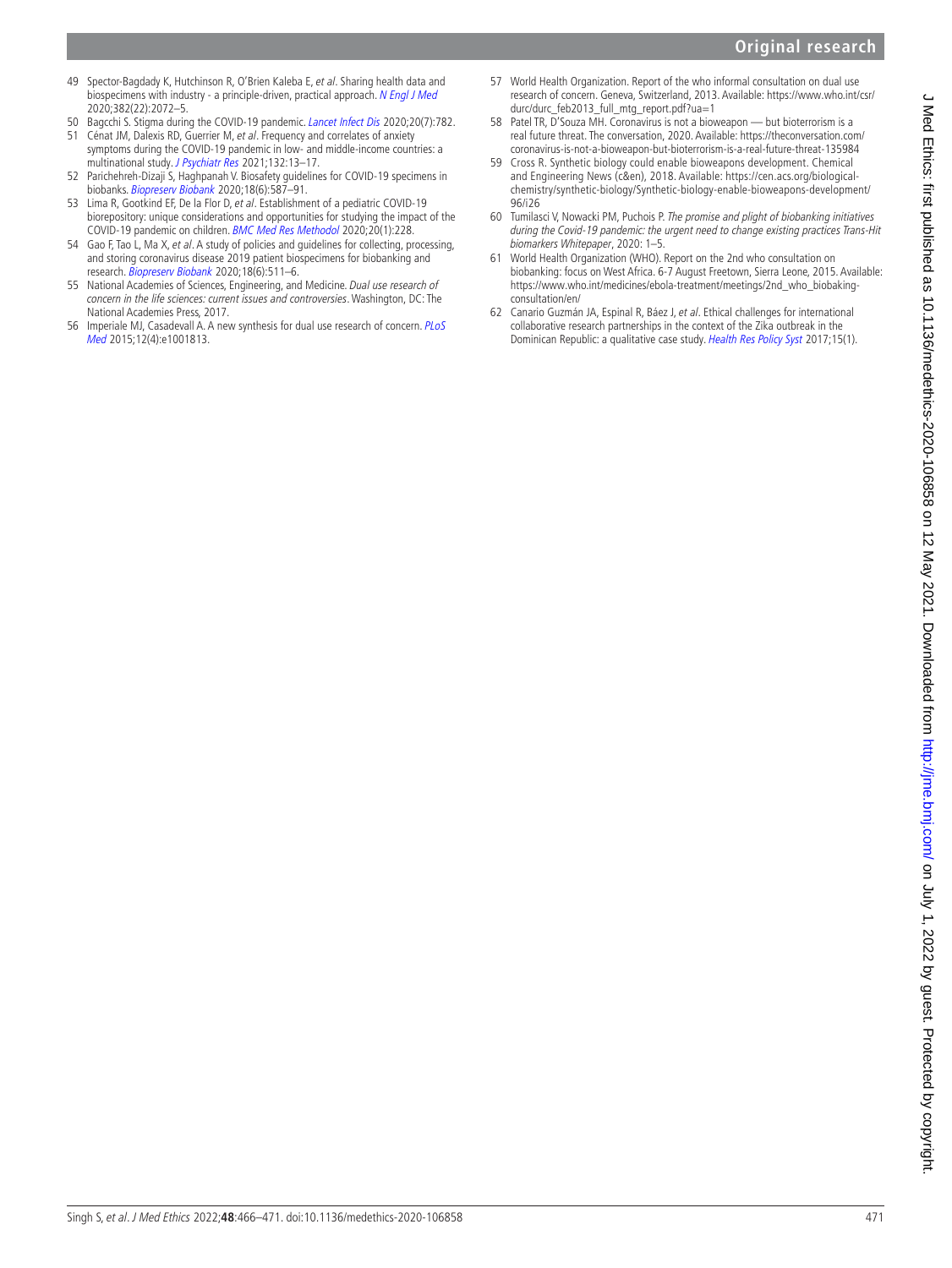49 Spector-Bagdady K, Hutchinson R, O'Brien Kaleba E, *et al*. Sharing health data and biospecimens with industry - a principle-driven, practical approach. *N Engl J Med* 2020;382(22):2072–5.
50 Bagcchi S. Stigma during the COVID-19 pandemic. *Lancet Infect Dis* 2020;20(7):782.
51 Cénat JM, Dalexis RD, Guerrier M, *et al*. Frequency and correlates of anxiety symptoms during the COVID-19 pandemic in low- and middle-income countries: a multinational study. *J Psychiatr Res* 2021;132:13–17.
52 Parichehreh-Dizaji S, Haghpanah V. Biosafety guidelines for COVID-19 specimens in biobanks. *Biopreserv Biobank* 2020;18(6):587–91.
53 Lima R, Gootkind EF, De la Flor D, *et al*. Establishment of a pediatric COVID-19 biorepository: unique considerations and opportunities for studying the impact of the COVID-19 pandemic on children. *BMC Med Res Methodol* 2020;20(1):228.
54 Gao F, Tao L, Ma X, *et al*. A study of policies and guidelines for collecting, processing, and storing coronavirus disease 2019 patient biospecimens for biobanking and research. *Biopreserv Biobank* 2020;18(6):511–6.
55 National Academies of Sciences, Engineering, and Medicine. *Dual use research of concern in the life sciences: current issues and controversies*. Washington, DC: The National Academies Press, 2017.
56 Imperiale MJ, Casadevall A. A new synthesis for dual use research of concern. *PLoS Med* 2015;12(4):e1001813.
57 World Health Organization. Report of the who informal consultation on dual use research of concern. Geneva, Switzerland, 2013. Available: https://www.who.int/csr/durc/durc_feb2013_full_mtg_report.pdf?ua=1
58 Patel TR, D'Souza MH. Coronavirus is not a bioweapon — but bioterrorism is a real future threat. The conversation, 2020. Available: https://theconversation.com/coronavirus-is-not-a-bioweapon-but-bioterrorism-is-a-real-future-threat-135984
59 Cross R. Synthetic biology could enable bioweapons development. Chemical and Engineering News (c&en), 2018. Available: https://cen.acs.org/biological-chemistry/synthetic-biology/Synthetic-biology-enable-bioweapons-development/96/i26
60 Tumilasci V, Nowacki PM, Puchois P. *The promise and plight of biobanking initiatives during the Covid-19 pandemic: the urgent need to change existing practices Trans-Hit biomarkers Whitepaper*, 2020: 1–5.
61 World Health Organization (WHO). Report on the 2nd who consultation on biobanking: focus on West Africa. 6-7 August Freetown, Sierra Leone, 2015. Available: https://www.who.int/medicines/ebola-treatment/meetings/2nd_who_biobanking-consultation/en/
62 Canario Guzmán JA, Espinal R, Báez J, *et al*. Ethical challenges for international collaborative research partnerships in the context of the Zika outbreak in the Dominican Republic: a qualitative case study. *Health Res Policy Syst* 2017;15(1).